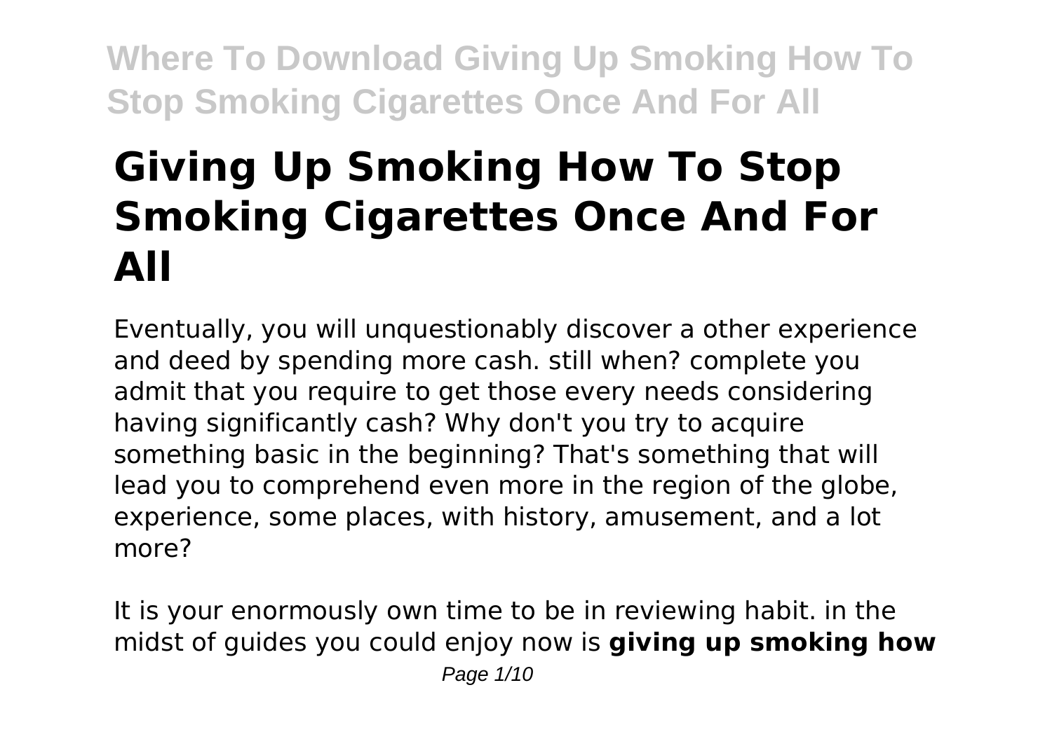# Giving Up Smoking How To Stop Smoking Cigarettes Once And For All

Eventually, you will unquestionably discover a other experience and deed by spending more cash. still when? complete you admit that you require to get those every needs considering having significantly cash? Why don't you try to acquire something basic in the beginning? That's something that will lead you to comprehend even more in the region of the globe, experience, some places, with history, amusement, and a lot more?

It is your enormously own time to be in reviewing habit. in the midst of guides you could enjoy now is **giving up smoking how**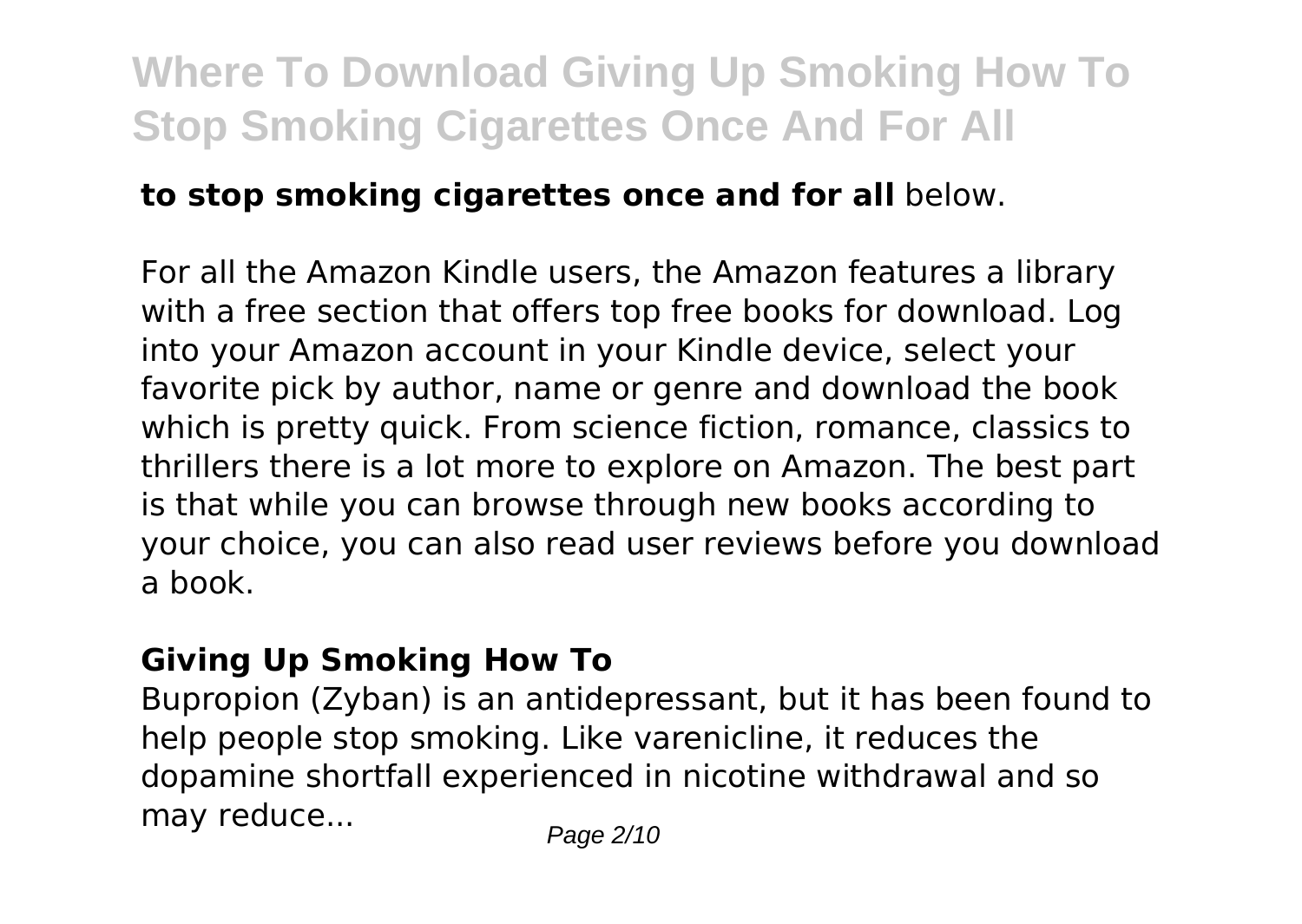**to stop smoking cigarettes once and for all** below.

For all the Amazon Kindle users, the Amazon features a library with a free section that offers top free books for download. Log into your Amazon account in your Kindle device, select your favorite pick by author, name or genre and download the book which is pretty quick. From science fiction, romance, classics to thrillers there is a lot more to explore on Amazon. The best part is that while you can browse through new books according to your choice, you can also read user reviews before you download a book.

### Giving Up Smoking How To

Bupropion (Zyban) is an antidepressant, but it has been found to help people stop smoking. Like varenicline, it reduces the dopamine shortfall experienced in nicotine withdrawal and so may reduce...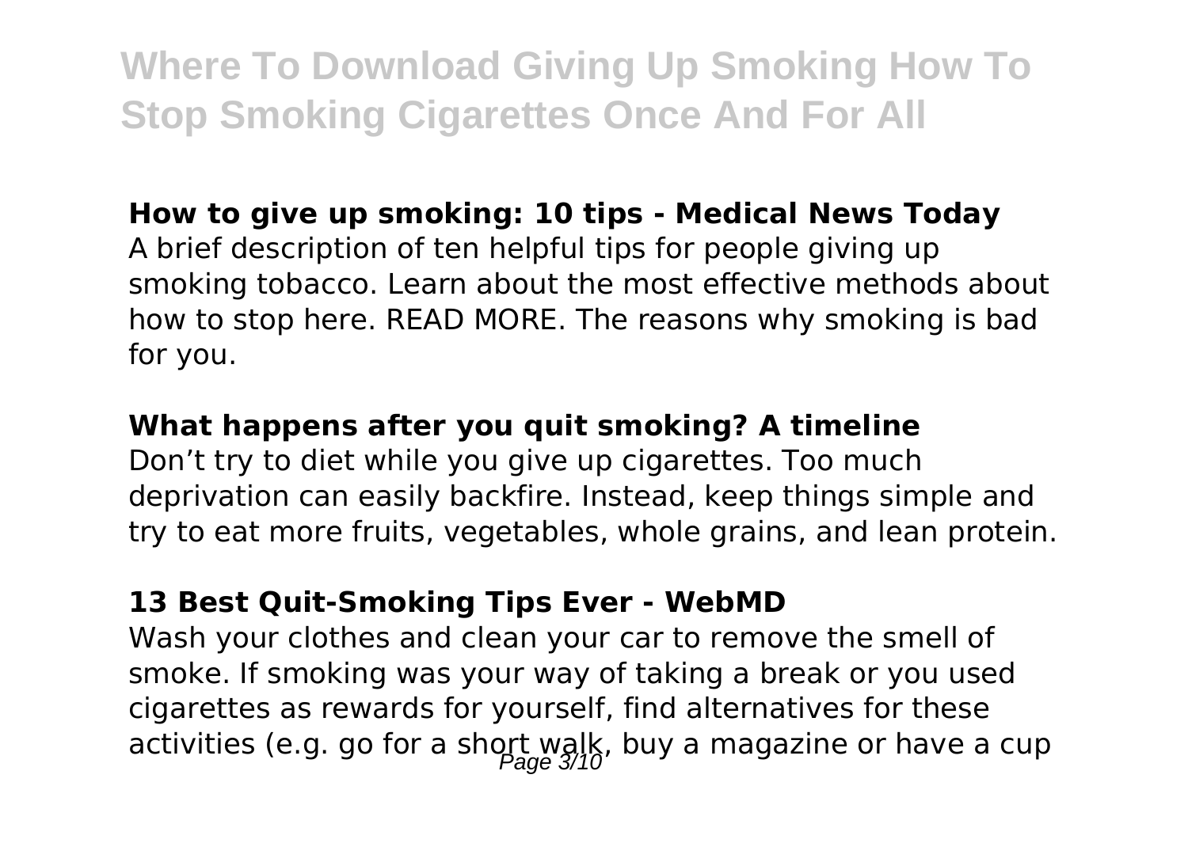**How to give up smoking: 10 tips - Medical News Today**

A brief description of ten helpful tips for people giving up smoking tobacco. Learn about the most effective methods about how to stop here. READ MORE. The reasons why smoking is bad for you.

**What happens after you quit smoking? A timeline**

Don't try to diet while you give up cigarettes. Too much deprivation can easily backfire. Instead, keep things simple and try to eat more fruits, vegetables, whole grains, and lean protein.

**13 Best Quit-Smoking Tips Ever - WebMD**

Wash your clothes and clean your car to remove the smell of smoke. If smoking was your way of taking a break or you used cigarettes as rewards for yourself, find alternatives for these activities (e.g. go for a short walk, buy a magazine or have a cup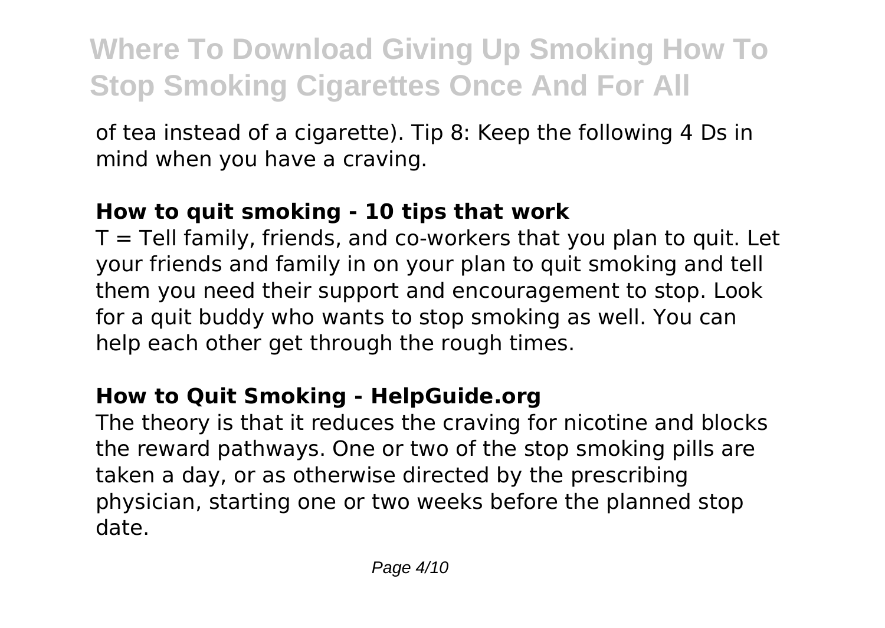of tea instead of a cigarette). Tip 8: Keep the following 4 Ds in mind when you have a craving.

### How to quit smoking - 10 tips that work

T = Tell family, friends, and co-workers that you plan to quit. Let your friends and family in on your plan to quit smoking and tell them you need their support and encouragement to stop. Look for a quit buddy who wants to stop smoking as well. You can help each other get through the rough times.

### How to Quit Smoking - HelpGuide.org

The theory is that it reduces the craving for nicotine and blocks the reward pathways. One or two of the stop smoking pills are taken a day, or as otherwise directed by the prescribing physician, starting one or two weeks before the planned stop date.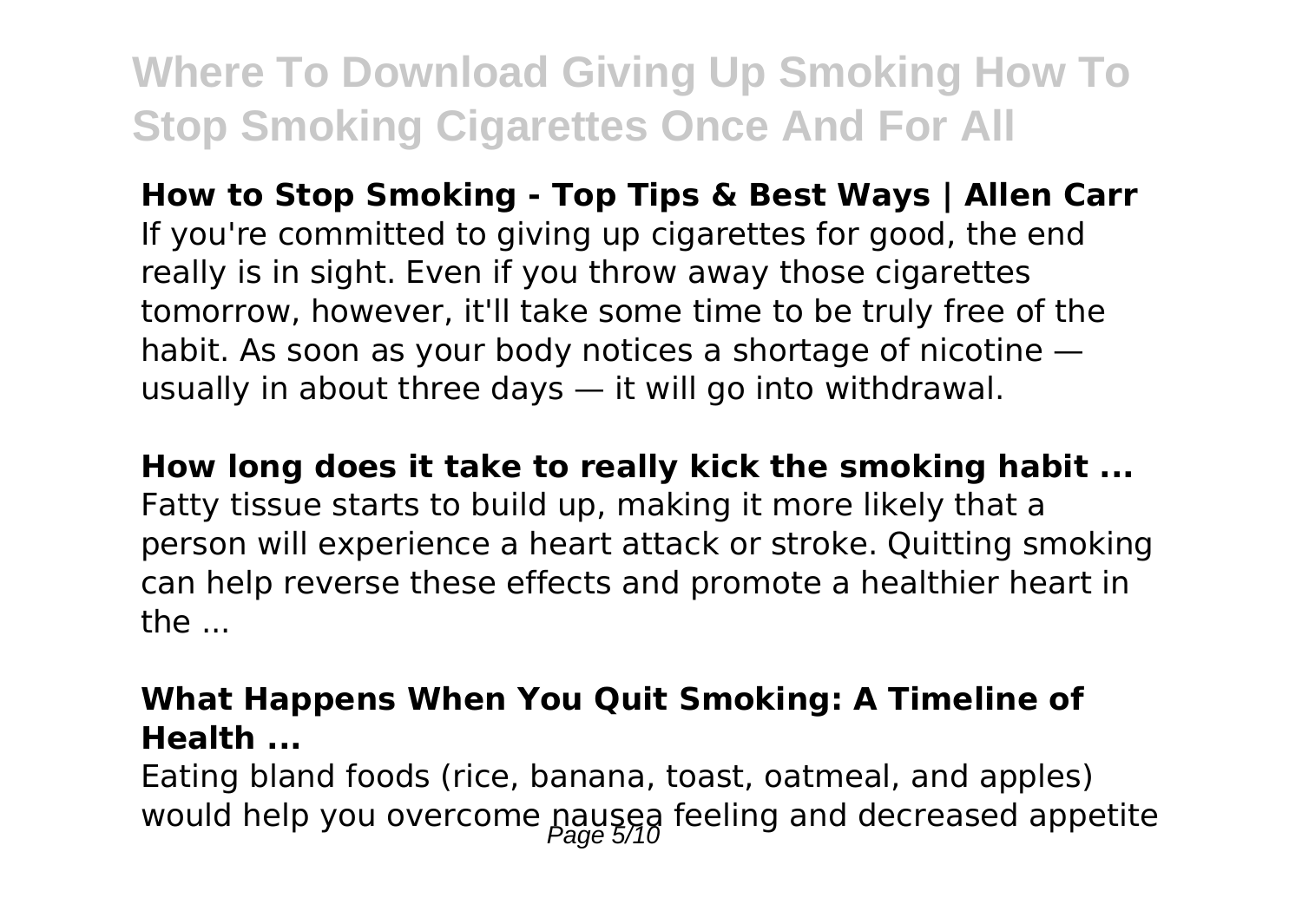**How to Stop Smoking - Top Tips & Best Ways | Allen Carr**

If you're committed to giving up cigarettes for good, the end really is in sight. Even if you throw away those cigarettes tomorrow, however, it'll take some time to be truly free of the habit. As soon as your body notices a shortage of nicotine — usually in about three days — it will go into withdrawal.

**How long does it take to really kick the smoking habit ...**

Fatty tissue starts to build up, making it more likely that a person will experience a heart attack or stroke. Quitting smoking can help reverse these effects and promote a healthier heart in the ...

**What Happens When You Quit Smoking: A Timeline of Health ...**

Eating bland foods (rice, banana, toast, oatmeal, and apples) would help you overcome nausea feeling and decreased appetite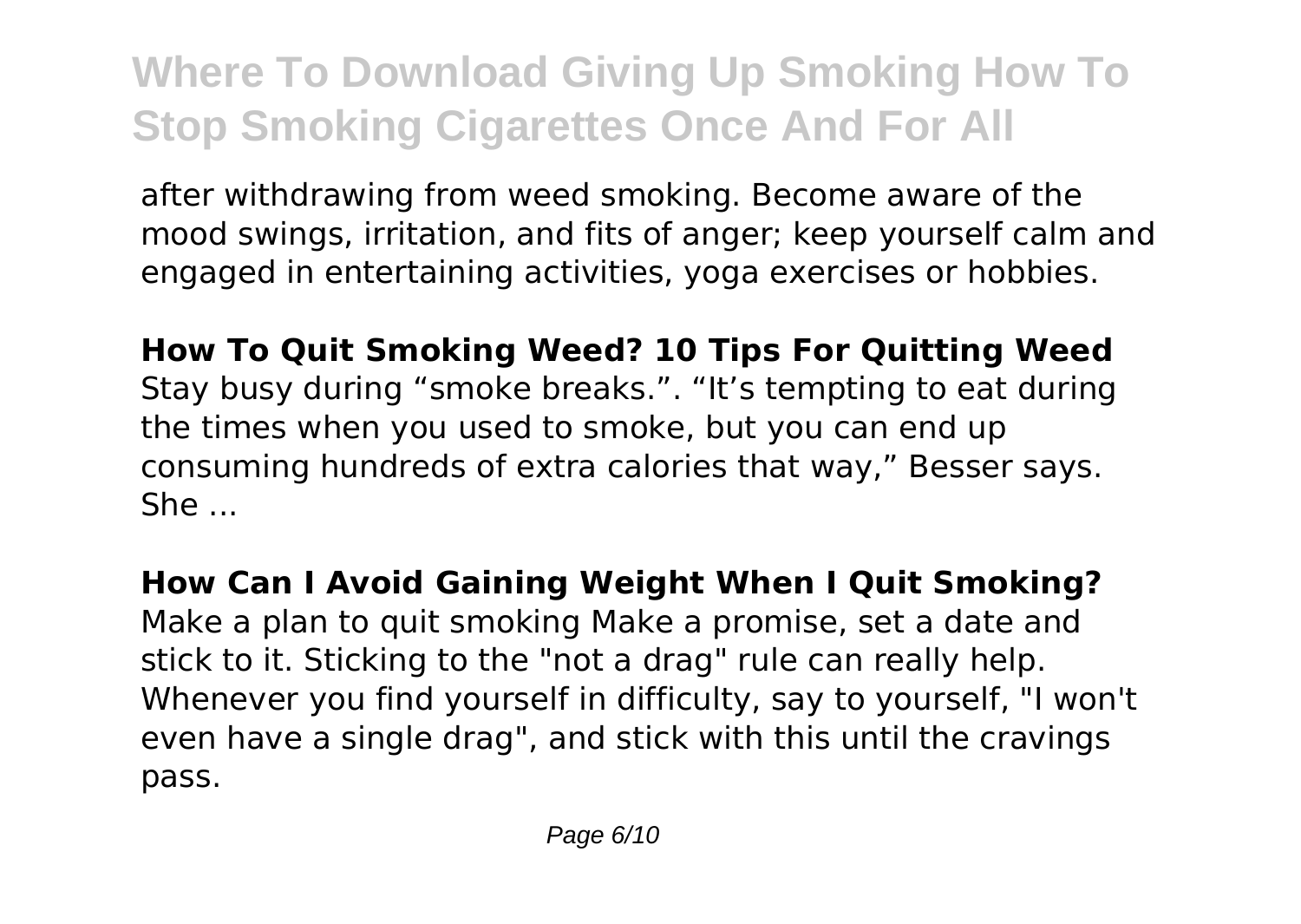after withdrawing from weed smoking. Become aware of the mood swings, irritation, and fits of anger; keep yourself calm and engaged in entertaining activities, yoga exercises or hobbies.

**How To Quit Smoking Weed? 10 Tips For Quitting Weed**

Stay busy during "smoke breaks.". "It's tempting to eat during the times when you used to smoke, but you can end up consuming hundreds of extra calories that way," Besser says. She ...

**How Can I Avoid Gaining Weight When I Quit Smoking?**

Make a plan to quit smoking Make a promise, set a date and stick to it. Sticking to the "not a drag" rule can really help. Whenever you find yourself in difficulty, say to yourself, "I won't even have a single drag", and stick with this until the cravings pass.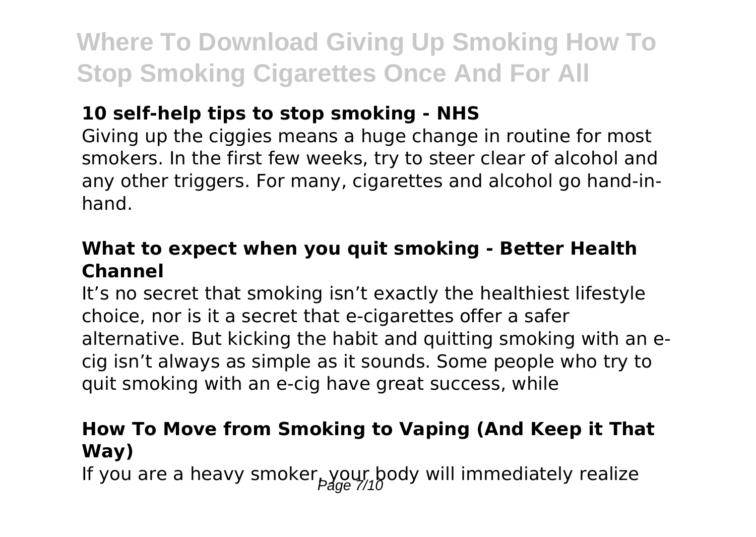### 10 self-help tips to stop smoking - NHS

Giving up the ciggies means a huge change in routine for most smokers. In the first few weeks, try to steer clear of alcohol and any other triggers. For many, cigarettes and alcohol go hand-in-hand.

### What to expect when you quit smoking - Better Health Channel

It's no secret that smoking isn't exactly the healthiest lifestyle choice, nor is it a secret that e-cigarettes offer a safer alternative. But kicking the habit and quitting smoking with an e-cig isn't always as simple as it sounds. Some people who try to quit smoking with an e-cig have great success, while

### How To Move from Smoking to Vaping (And Keep it That Way)

If you are a heavy smoker, your body will immediately realize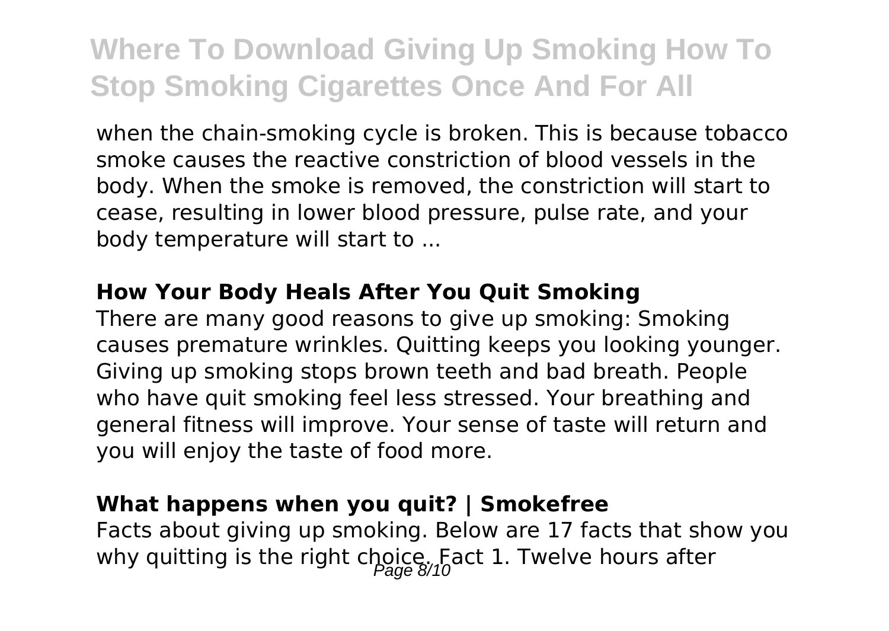when the chain-smoking cycle is broken. This is because tobacco smoke causes the reactive constriction of blood vessels in the body. When the smoke is removed, the constriction will start to cease, resulting in lower blood pressure, pulse rate, and your body temperature will start to ...

### How Your Body Heals After You Quit Smoking

There are many good reasons to give up smoking: Smoking causes premature wrinkles. Quitting keeps you looking younger. Giving up smoking stops brown teeth and bad breath. People who have quit smoking feel less stressed. Your breathing and general fitness will improve. Your sense of taste will return and you will enjoy the taste of food more.

### What happens when you quit? | Smokefree

Facts about giving up smoking. Below are 17 facts that show you why quitting is the right choice. Fact 1. Twelve hours after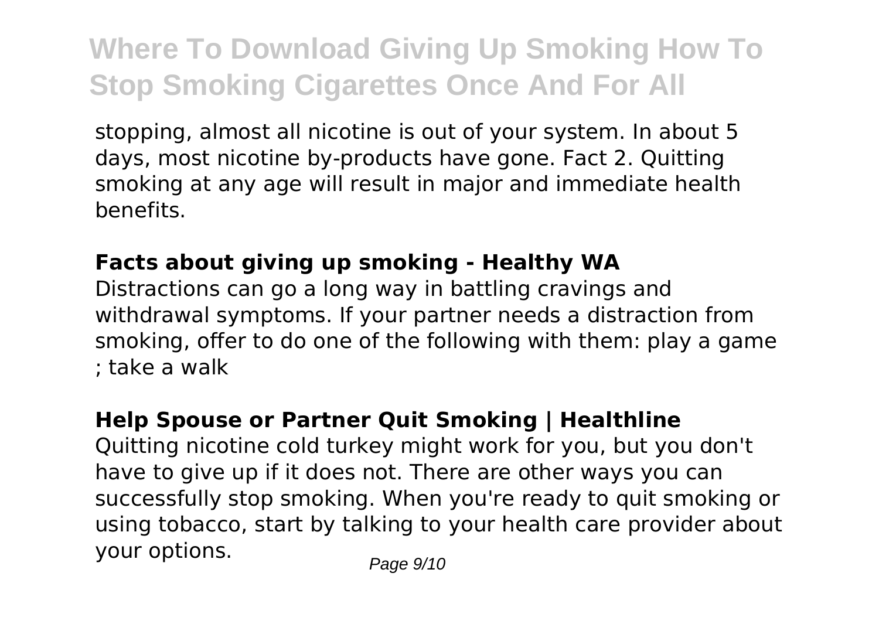stopping, almost all nicotine is out of your system. In about 5 days, most nicotine by-products have gone. Fact 2. Quitting smoking at any age will result in major and immediate health benefits.

**Facts about giving up smoking - Healthy WA**

Distractions can go a long way in battling cravings and withdrawal symptoms. If your partner needs a distraction from smoking, offer to do one of the following with them: play a game ; take a walk

**Help Spouse or Partner Quit Smoking | Healthline**

Quitting nicotine cold turkey might work for you, but you don't have to give up if it does not. There are other ways you can successfully stop smoking. When you're ready to quit smoking or using tobacco, start by talking to your health care provider about your options.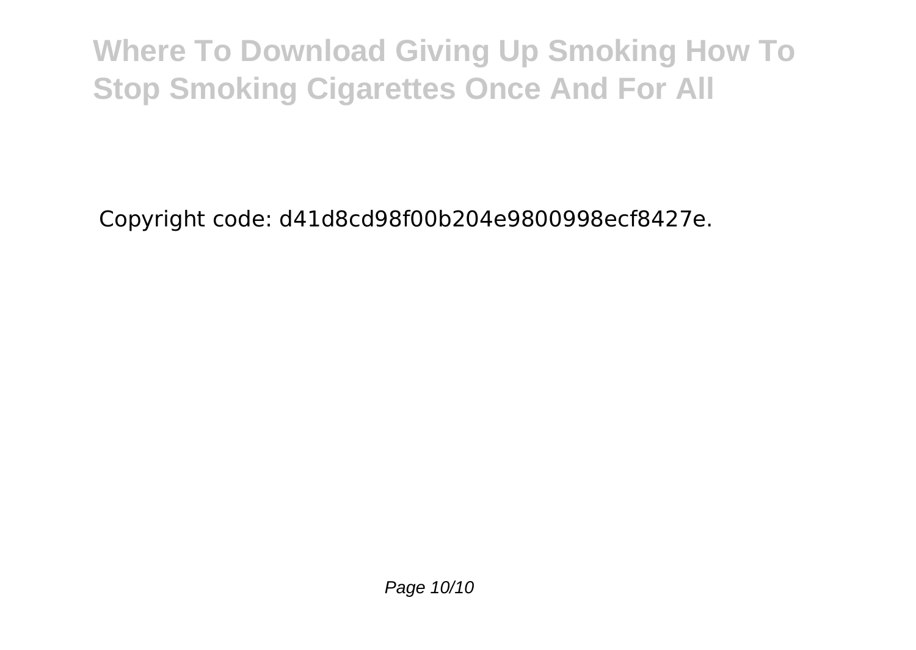Copyright code: d41d8cd98f00b204e9800998ecf8427e.